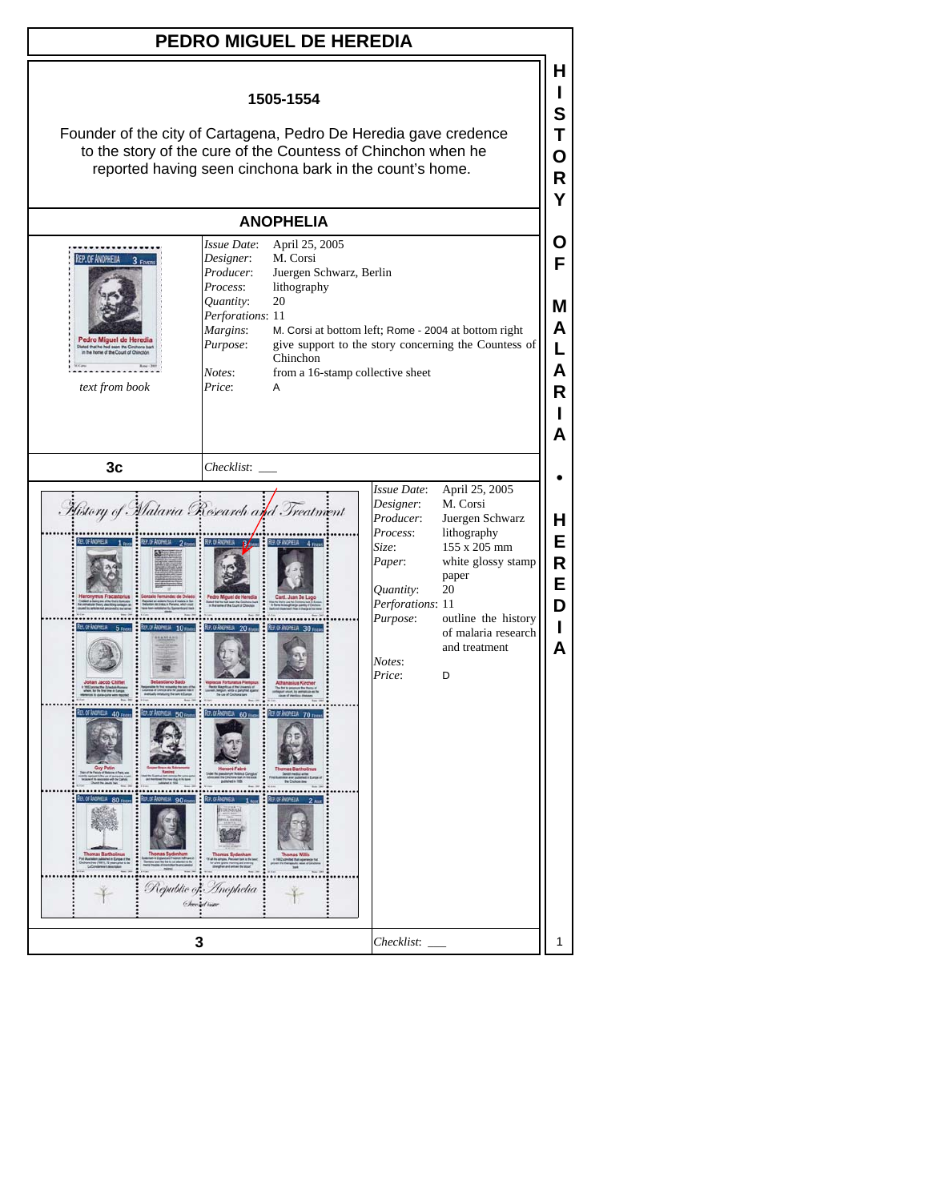# PEDRO MIGUEL DE HEREDIA

**1505-1554**

Founder of the city of Cartagena, Pedro De Heredia gave credence to the story of the cure of the Countess of Chinchon when he reported having seen cinchona bark in the count's home.

## ANOPHELIA

*text from book*

| | |
|---|---|
| *Issue Date*: | April 25, 2005 |
| *Designer*: | M. Corsi |
| *Producer*: | Juergen Schwarz, Berlin |
| *Process*: | lithography |
| *Quantity*: | 20 |
| *Perforations*: | 11 |
| *Margins*: | M. Corsi at bottom left; Rome - 2004 at bottom right |
| *Purpose*: | give support to the story concerning the Countess of Chinchon |
| *Notes*: | from a 16-stamp collective sheet |
| *Price*: | A |

**3c**

*Checklist*: ___

| | |
|---|---|
| *Issue Date*: | April 25, 2005 |
| *Designer*: | M. Corsi |
| *Producer*: | Juergen Schwarz |
| *Process*: | lithography |
| *Size*: | 155 x 205 mm |
| *Paper*: | white glossy stamp paper |
| *Quantity*: | 20 |
| *Perforations*: | 11 |
| *Purpose*: | outline the history of malaria research and treatment |
| *Notes*: | |
| *Price*: | D |

**3**

*Checklist*: ___

HISTORY OF MALARIA • HEREDIA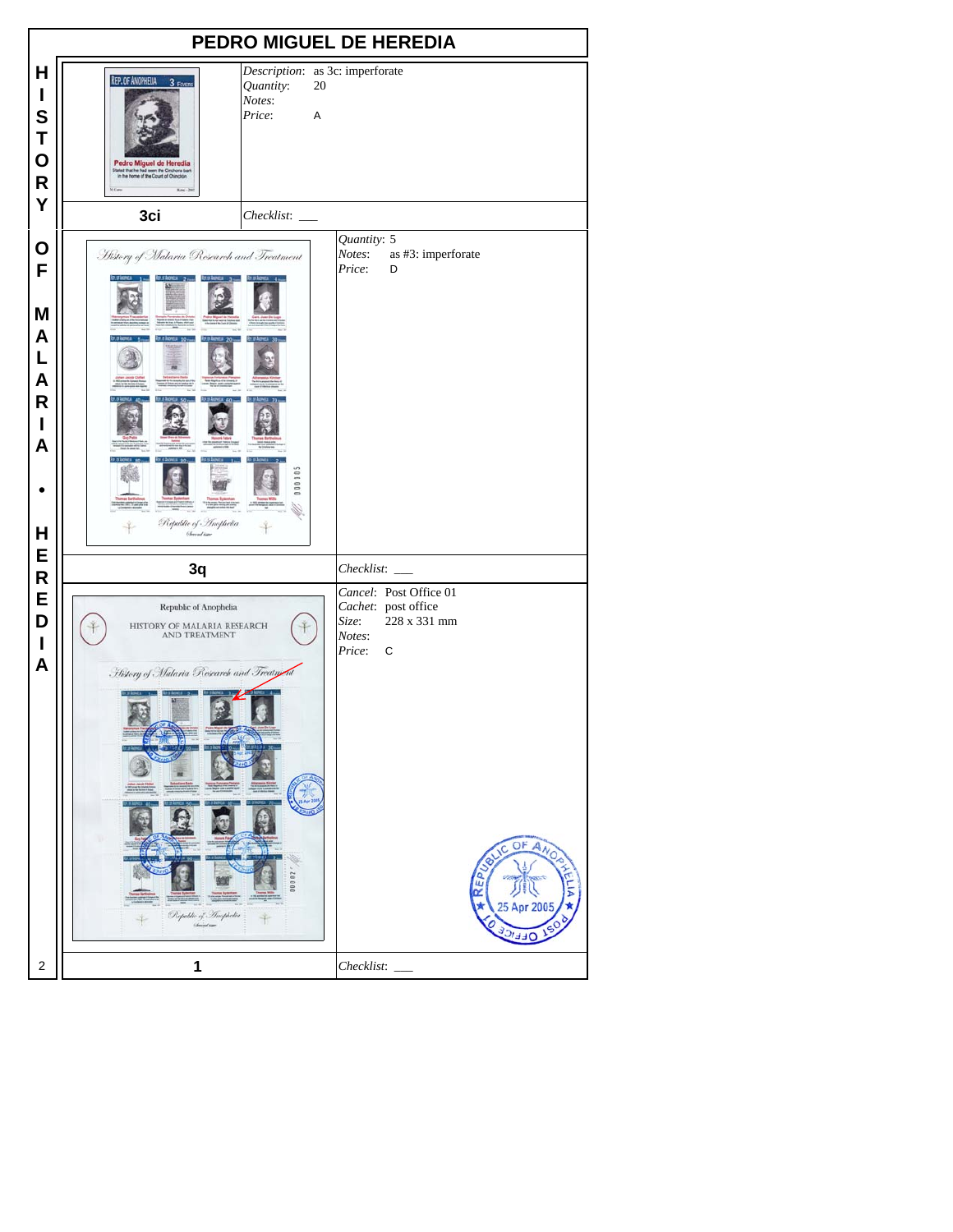# PEDRO MIGUEL DE HEREDIA

**HISTORY OF MALARIA • HEREDIA**

| | |
|---|---|
| **3ci** | *Description*: as 3c: imperforate<br>*Quantity*: 20<br>*Notes*:<br>*Price*: A<br><br>*Checklist*: ___ |
| **3q** | *Quantity*: 5<br>*Notes*: as #3: imperforate<br>*Price*: D<br><br>*Checklist*: ___ |
| **1** | *Cancel*: Post Office 01<br>*Cachet*: post office<br>*Size*: 228 x 331 mm<br>*Notes*:<br>*Price*: C<br><br>*Checklist*: ___ |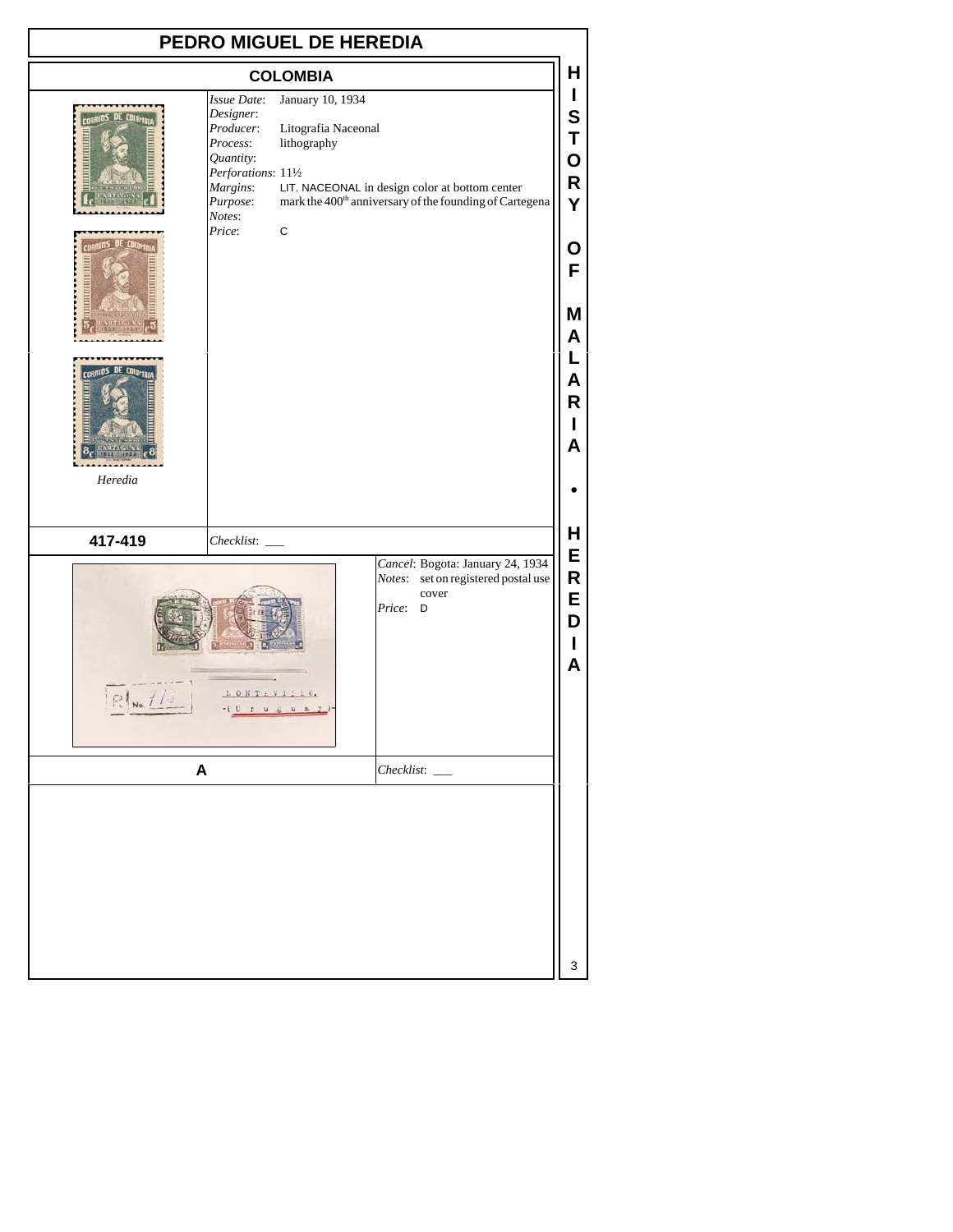# PEDRO MIGUEL DE HEREDIA

## COLOMBIA

*Issue Date*: January 10, 1934
*Designer*:
*Producer*: Litografia Naceonal
*Process*: lithography
*Quantity*:
*Perforations*: 11½
*Margins*: LIT. NACEONAL in design color at bottom center
*Purpose*: mark the 400th anniversary of the founding of Cartegena
*Notes*:
*Price*: C

*Heredia*

**417-419**

*Checklist*: ___

*Cancel*: Bogota: January 24, 1934
*Notes*: set on registered postal use cover
*Price*: D

**A**

*Checklist*: ___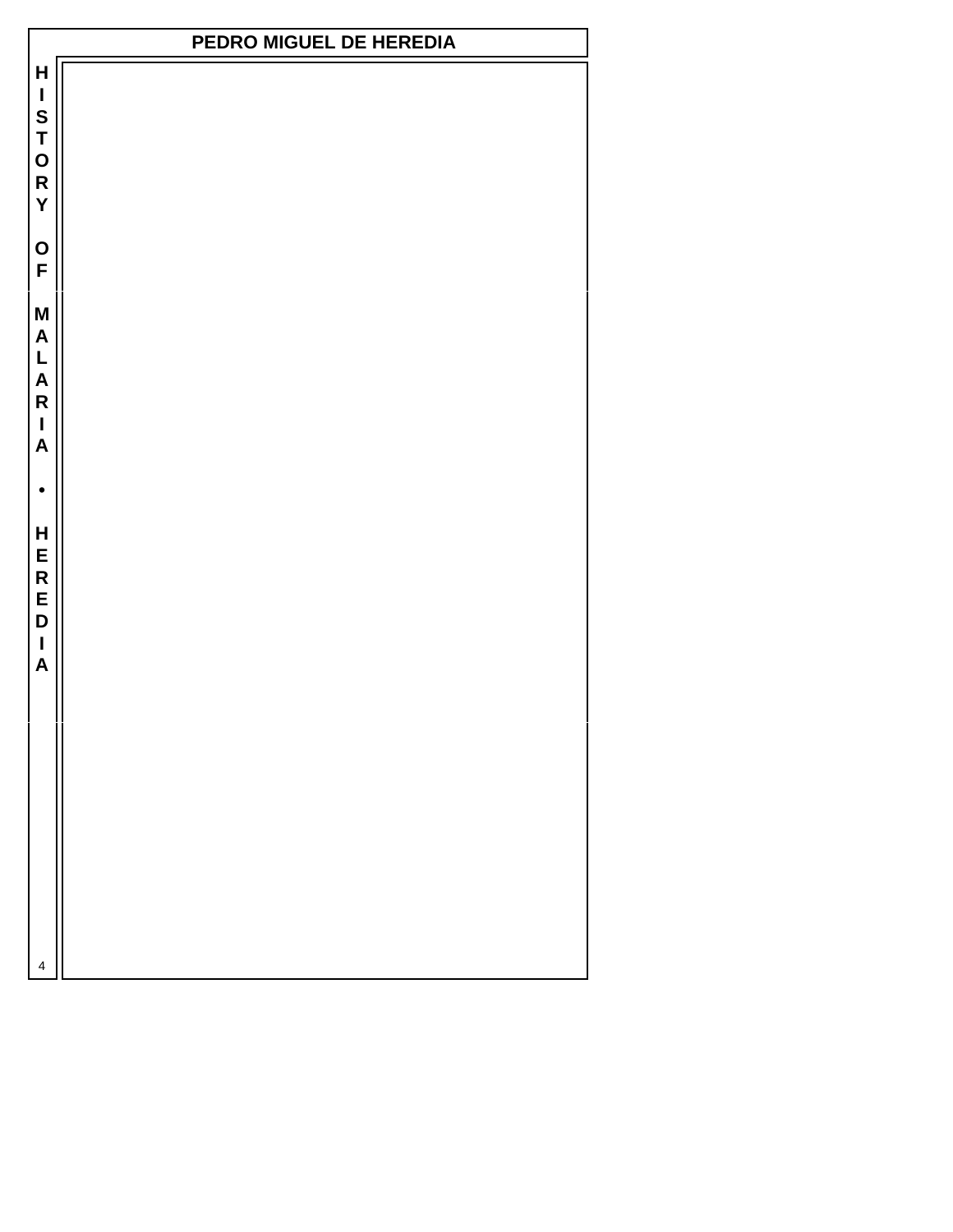## PEDRO MIGUEL DE HEREDIA